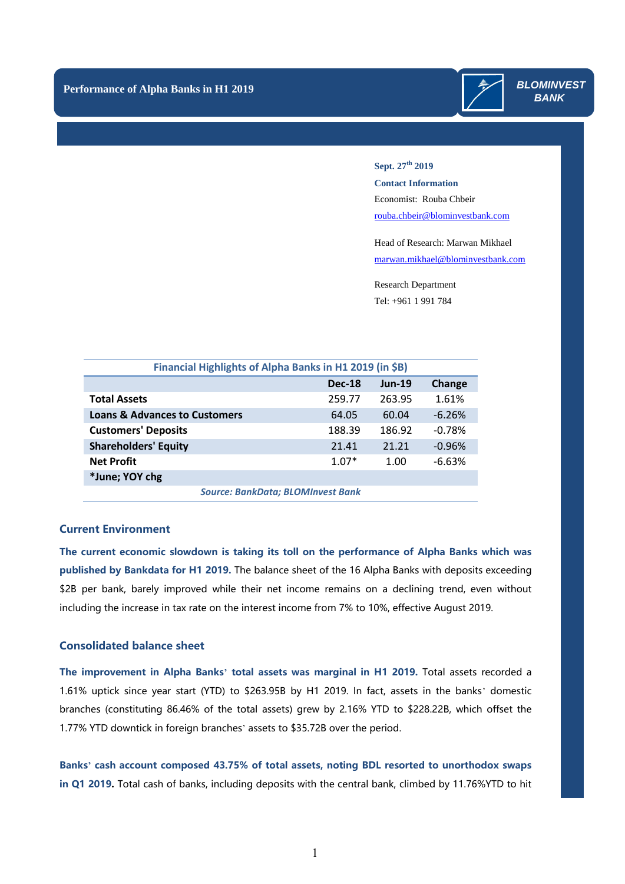# Performance of Alpha Banks in H1 2019

BLOMINVEST BANK

**Sept. 27th 2019**

**Contact Information**

Economist: Rouba Chbeir

rouba.chbeir@blominvestbank.com

Head of Research: Marwan Mikhael

marwan.mikhael@blominvestbank.com

Research Department

Tel: +961 1 991 784

| Financial Highlights of Alpha Banks in H1 2019 (in $B) | | | |
|---|---|---|---|
| | **Dec-18** | **Jun-19** | **Change** |
| **Total Assets** | 259.77 | 263.95 | 1.61% |
| **Loans & Advances to Customers** | 64.05 | 60.04 | -6.26% |
| **Customers' Deposits** | 188.39 | 186.92 | -0.78% |
| **Shareholders' Equity** | 21.41 | 21.21 | -0.96% |
| **Net Profit** | 1.07* | 1.00 | -6.63% |
| ***June; YOY chg** | | | |

*Source: BankData; BLOMInvest Bank*

## Current Environment

**The current economic slowdown is taking its toll on the performance of Alpha Banks which was published by Bankdata for H1 2019.** The balance sheet of the 16 Alpha Banks with deposits exceeding $2B per bank, barely improved while their net income remains on a declining trend, even without including the increase in tax rate on the interest income from 7% to 10%, effective August 2019.

## Consolidated balance sheet

**The improvement in Alpha Banks' total assets was marginal in H1 2019.** Total assets recorded a 1.61% uptick since year start (YTD) to $263.95B by H1 2019. In fact, assets in the banks' domestic branches (constituting 86.46% of the total assets) grew by 2.16% YTD to $228.22B, which offset the 1.77% YTD downtick in foreign branches' assets to $35.72B over the period.

**Banks' cash account composed 43.75% of total assets, noting BDL resorted to unorthodox swaps in Q1 2019.** Total cash of banks, including deposits with the central bank, climbed by 11.76%YTD to hit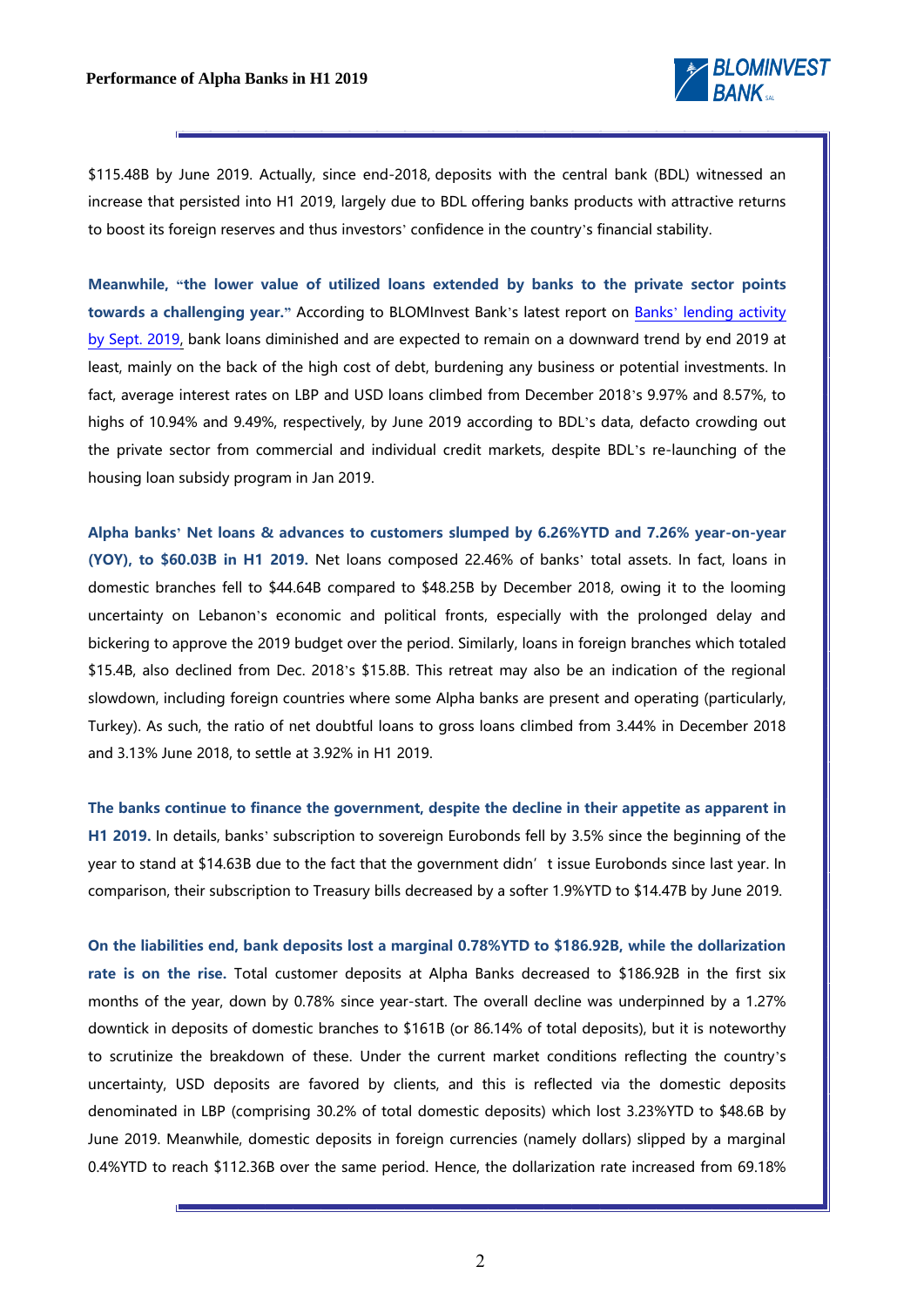$115.48B by June 2019. Actually, since end-2018, deposits with the central bank (BDL) witnessed an increase that persisted into H1 2019, largely due to BDL offering banks products with attractive returns to boost its foreign reserves and thus investors' confidence in the country's financial stability.

**Meanwhile, "the lower value of utilized loans extended by banks to the private sector points towards a challenging year."** According to BLOMInvest Bank's latest report on Banks' lending activity by Sept. 2019, bank loans diminished and are expected to remain on a downward trend by end 2019 at least, mainly on the back of the high cost of debt, burdening any business or potential investments. In fact, average interest rates on LBP and USD loans climbed from December 2018's 9.97% and 8.57%, to highs of 10.94% and 9.49%, respectively, by June 2019 according to BDL's data, defacto crowding out the private sector from commercial and individual credit markets, despite BDL's re-launching of the housing loan subsidy program in Jan 2019.

**Alpha banks' Net loans & advances to customers slumped by 6.26%YTD and 7.26% year-on-year (YOY), to $60.03B in H1 2019.** Net loans composed 22.46% of banks' total assets. In fact, loans in domestic branches fell to $44.64B compared to $48.25B by December 2018, owing it to the looming uncertainty on Lebanon's economic and political fronts, especially with the prolonged delay and bickering to approve the 2019 budget over the period. Similarly, loans in foreign branches which totaled $15.4B, also declined from Dec. 2018's $15.8B. This retreat may also be an indication of the regional slowdown, including foreign countries where some Alpha banks are present and operating (particularly, Turkey). As such, the ratio of net doubtful loans to gross loans climbed from 3.44% in December 2018 and 3.13% June 2018, to settle at 3.92% in H1 2019.

**The banks continue to finance the government, despite the decline in their appetite as apparent in H1 2019.** In details, banks' subscription to sovereign Eurobonds fell by 3.5% since the beginning of the year to stand at $14.63B due to the fact that the government didn't issue Eurobonds since last year. In comparison, their subscription to Treasury bills decreased by a softer 1.9%YTD to $14.47B by June 2019.

**On the liabilities end, bank deposits lost a marginal 0.78%YTD to $186.92B, while the dollarization rate is on the rise.** Total customer deposits at Alpha Banks decreased to $186.92B in the first six months of the year, down by 0.78% since year-start. The overall decline was underpinned by a 1.27% downtick in deposits of domestic branches to $161B (or 86.14% of total deposits), but it is noteworthy to scrutinize the breakdown of these. Under the current market conditions reflecting the country's uncertainty, USD deposits are favored by clients, and this is reflected via the domestic deposits denominated in LBP (comprising 30.2% of total domestic deposits) which lost 3.23%YTD to $48.6B by June 2019. Meanwhile, domestic deposits in foreign currencies (namely dollars) slipped by a marginal 0.4%YTD to reach $112.36B over the same period. Hence, the dollarization rate increased from 69.18%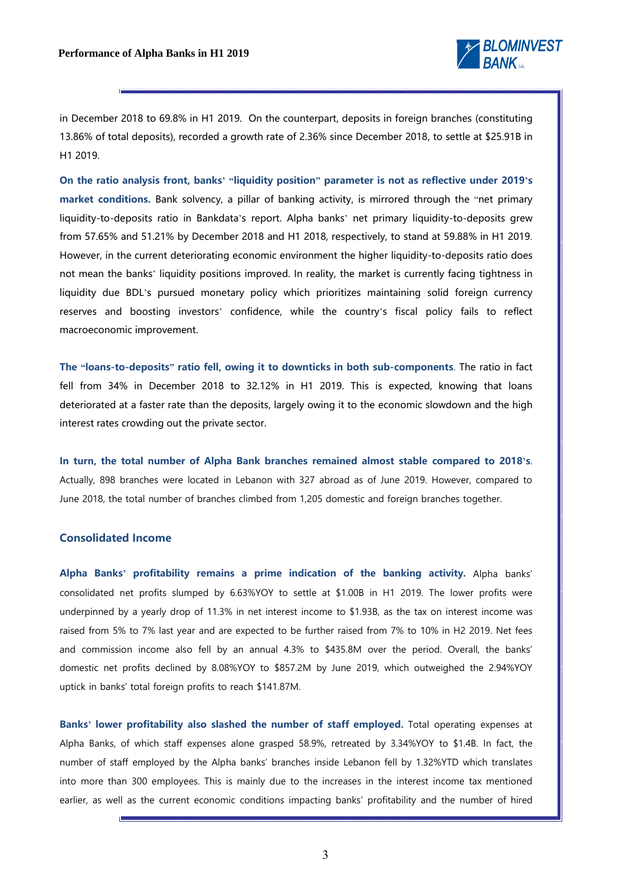in December 2018 to 69.8% in H1 2019. On the counterpart, deposits in foreign branches (constituting 13.86% of total deposits), recorded a growth rate of 2.36% since December 2018, to settle at $25.91B in H1 2019.

**On the ratio analysis front, banks' "liquidity position" parameter is not as reflective under 2019's market conditions.** Bank solvency, a pillar of banking activity, is mirrored through the "net primary liquidity-to-deposits ratio in Bankdata's report. Alpha banks' net primary liquidity-to-deposits grew from 57.65% and 51.21% by December 2018 and H1 2018, respectively, to stand at 59.88% in H1 2019. However, in the current deteriorating economic environment the higher liquidity-to-deposits ratio does not mean the banks' liquidity positions improved. In reality, the market is currently facing tightness in liquidity due BDL's pursued monetary policy which prioritizes maintaining solid foreign currency reserves and boosting investors' confidence, while the country's fiscal policy fails to reflect macroeconomic improvement.

**The "loans-to-deposits" ratio fell, owing it to downticks in both sub-components**. The ratio in fact fell from 34% in December 2018 to 32.12% in H1 2019. This is expected, knowing that loans deteriorated at a faster rate than the deposits, largely owing it to the economic slowdown and the high interest rates crowding out the private sector.

**In turn, the total number of Alpha Bank branches remained almost stable compared to 2018's**. Actually, 898 branches were located in Lebanon with 327 abroad as of June 2019. However, compared to June 2018, the total number of branches climbed from 1,205 domestic and foreign branches together.

## Consolidated Income

**Alpha Banks' profitability remains a prime indication of the banking activity.** Alpha banks' consolidated net profits slumped by 6.63%YOY to settle at $1.00B in H1 2019. The lower profits were underpinned by a yearly drop of 11.3% in net interest income to $1.93B, as the tax on interest income was raised from 5% to 7% last year and are expected to be further raised from 7% to 10% in H2 2019. Net fees and commission income also fell by an annual 4.3% to $435.8M over the period. Overall, the banks' domestic net profits declined by 8.08%YOY to $857.2M by June 2019, which outweighed the 2.94%YOY uptick in banks' total foreign profits to reach $141.87M.

**Banks' lower profitability also slashed the number of staff employed.** Total operating expenses at Alpha Banks, of which staff expenses alone grasped 58.9%, retreated by 3.34%YOY to $1.4B. In fact, the number of staff employed by the Alpha banks' branches inside Lebanon fell by 1.32%YTD which translates into more than 300 employees. This is mainly due to the increases in the interest income tax mentioned earlier, as well as the current economic conditions impacting banks' profitability and the number of hired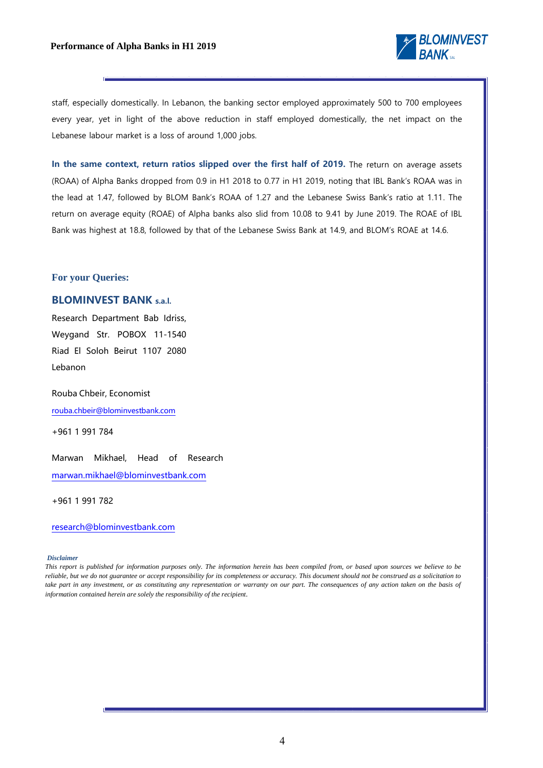staff, especially domestically. In Lebanon, the banking sector employed approximately 500 to 700 employees every year, yet in light of the above reduction in staff employed domestically, the net impact on the Lebanese labour market is a loss of around 1,000 jobs.

**In the same context, return ratios slipped over the first half of 2019.** The return on average assets (ROAA) of Alpha Banks dropped from 0.9 in H1 2018 to 0.77 in H1 2019, noting that IBL Bank's ROAA was in the lead at 1.47, followed by BLOM Bank's ROAA of 1.27 and the Lebanese Swiss Bank's ratio at 1.11. The return on average equity (ROAE) of Alpha banks also slid from 10.08 to 9.41 by June 2019. The ROAE of IBL Bank was highest at 18.8, followed by that of the Lebanese Swiss Bank at 14.9, and BLOM's ROAE at 14.6.

**For your Queries:**

**BLOMINVEST BANK s.a.l.**

Research Department Bab Idriss,
Weygand Str. POBOX 11-1540
Riad El Soloh Beirut 1107 2080
Lebanon

Rouba Chbeir, Economist
rouba.chbeir@blominvestbank.com

+961 1 991 784

Marwan Mikhael, Head of Research
marwan.mikhael@blominvestbank.com

+961 1 991 782

research@blominvestbank.com

*Disclaimer*

*This report is published for information purposes only. The information herein has been compiled from, or based upon sources we believe to be reliable, but we do not guarantee or accept responsibility for its completeness or accuracy. This document should not be construed as a solicitation to take part in any investment, or as constituting any representation or warranty on our part. The consequences of any action taken on the basis of information contained herein are solely the responsibility of the recipient.*